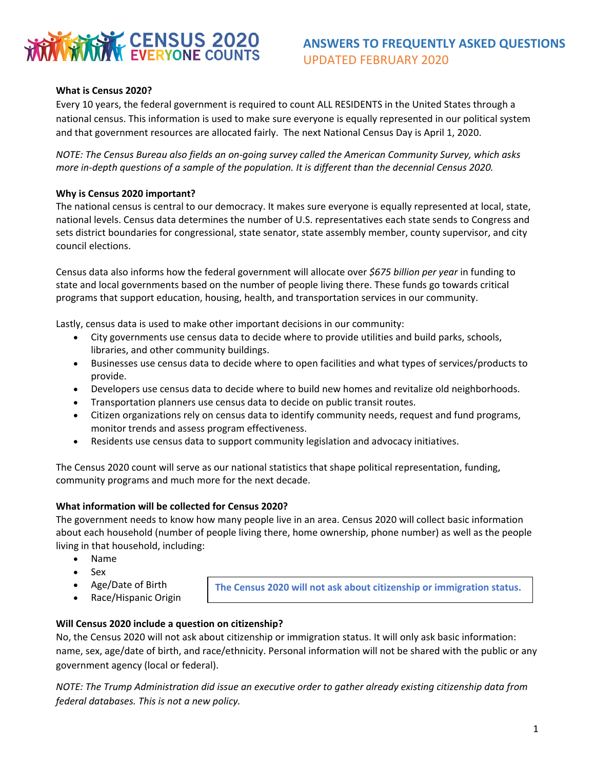# CENSUS 2020 EVERYONE COUNTS

## ANSWERS TO FREQUENTLY ASKED QUESTIONS
UPDATED FEBRUARY 2020

**What is Census 2020?**

Every 10 years, the federal government is required to count ALL RESIDENTS in the United States through a national census. This information is used to make sure everyone is equally represented in our political system and that government resources are allocated fairly. The next National Census Day is April 1, 2020.

*NOTE: The Census Bureau also fields an on-going survey called the American Community Survey, which asks more in-depth questions of a sample of the population. It is different than the decennial Census 2020.*

**Why is Census 2020 important?**

The national census is central to our democracy. It makes sure everyone is equally represented at local, state, national levels. Census data determines the number of U.S. representatives each state sends to Congress and sets district boundaries for congressional, state senator, state assembly member, county supervisor, and city council elections.

Census data also informs how the federal government will allocate over *$675 billion per year* in funding to state and local governments based on the number of people living there. These funds go towards critical programs that support education, housing, health, and transportation services in our community.

Lastly, census data is used to make other important decisions in our community:

- City governments use census data to decide where to provide utilities and build parks, schools, libraries, and other community buildings.
- Businesses use census data to decide where to open facilities and what types of services/products to provide.
- Developers use census data to decide where to build new homes and revitalize old neighborhoods.
- Transportation planners use census data to decide on public transit routes.
- Citizen organizations rely on census data to identify community needs, request and fund programs, monitor trends and assess program effectiveness.
- Residents use census data to support community legislation and advocacy initiatives.

The Census 2020 count will serve as our national statistics that shape political representation, funding, community programs and much more for the next decade.

**What information will be collected for Census 2020?**

The government needs to know how many people live in an area. Census 2020 will collect basic information about each household (number of people living there, home ownership, phone number) as well as the people living in that household, including:

- Name
- Sex
- Age/Date of Birth
- Race/Hispanic Origin

**The Census 2020 will not ask about citizenship or immigration status.**

**Will Census 2020 include a question on citizenship?**

No, the Census 2020 will not ask about citizenship or immigration status. It will only ask basic information: name, sex, age/date of birth, and race/ethnicity. Personal information will not be shared with the public or any government agency (local or federal).

*NOTE: The Trump Administration did issue an executive order to gather already existing citizenship data from federal databases. This is not a new policy.*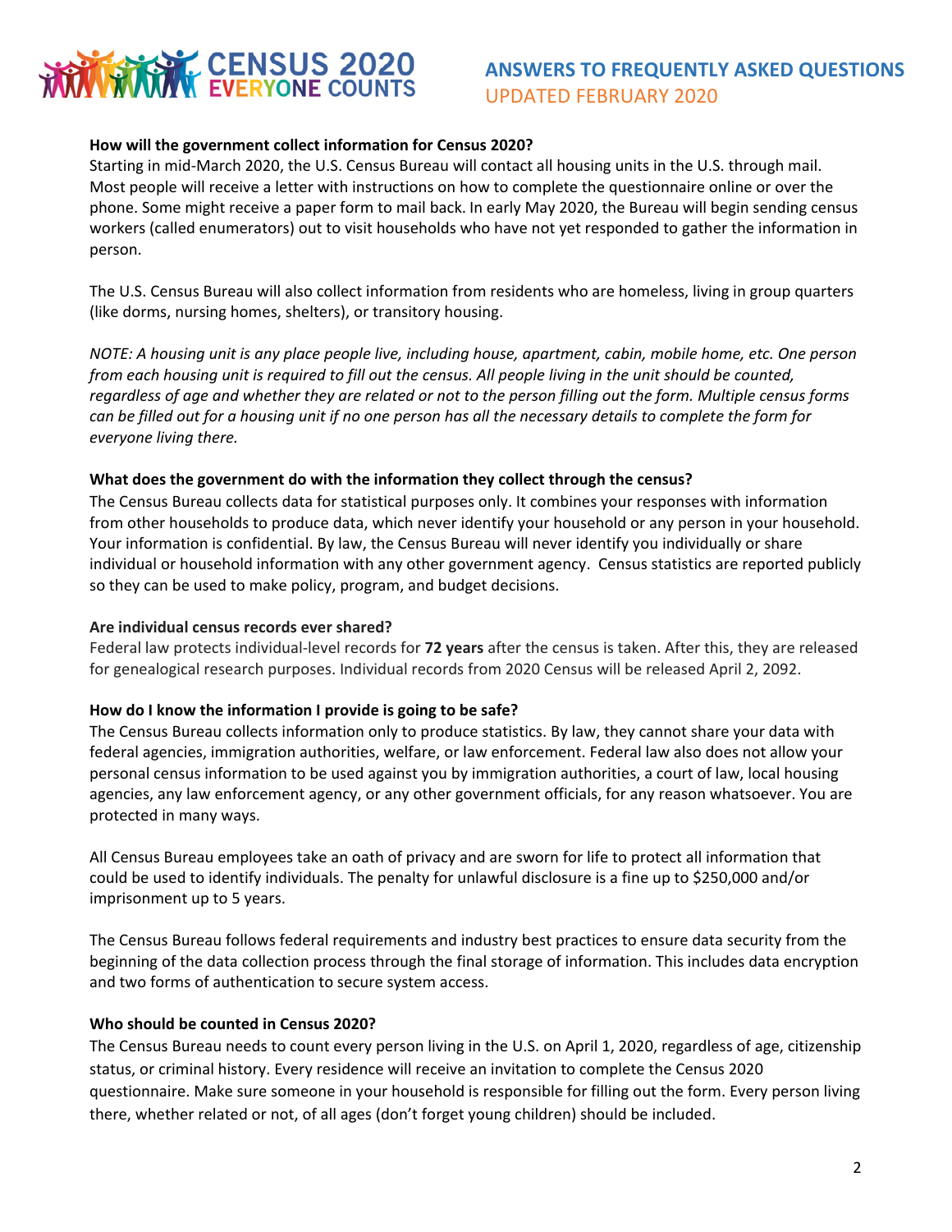**How will the government collect information for Census 2020?**

Starting in mid-March 2020, the U.S. Census Bureau will contact all housing units in the U.S. through mail. Most people will receive a letter with instructions on how to complete the questionnaire online or over the phone. Some might receive a paper form to mail back. In early May 2020, the Bureau will begin sending census workers (called enumerators) out to visit households who have not yet responded to gather the information in person.

The U.S. Census Bureau will also collect information from residents who are homeless, living in group quarters (like dorms, nursing homes, shelters), or transitory housing.

*NOTE: A housing unit is any place people live, including house, apartment, cabin, mobile home, etc. One person from each housing unit is required to fill out the census. All people living in the unit should be counted, regardless of age and whether they are related or not to the person filling out the form. Multiple census forms can be filled out for a housing unit if no one person has all the necessary details to complete the form for everyone living there.*

**What does the government do with the information they collect through the census?**

The Census Bureau collects data for statistical purposes only. It combines your responses with information from other households to produce data, which never identify your household or any person in your household. Your information is confidential. By law, the Census Bureau will never identify you individually or share individual or household information with any other government agency. Census statistics are reported publicly so they can be used to make policy, program, and budget decisions.

**Are individual census records ever shared?**

Federal law protects individual-level records for **72 years** after the census is taken. After this, they are released for genealogical research purposes. Individual records from 2020 Census will be released April 2, 2092.

**How do I know the information I provide is going to be safe?**

The Census Bureau collects information only to produce statistics. By law, they cannot share your data with federal agencies, immigration authorities, welfare, or law enforcement. Federal law also does not allow your personal census information to be used against you by immigration authorities, a court of law, local housing agencies, any law enforcement agency, or any other government officials, for any reason whatsoever. You are protected in many ways.

All Census Bureau employees take an oath of privacy and are sworn for life to protect all information that could be used to identify individuals. The penalty for unlawful disclosure is a fine up to $250,000 and/or imprisonment up to 5 years.

The Census Bureau follows federal requirements and industry best practices to ensure data security from the beginning of the data collection process through the final storage of information. This includes data encryption and two forms of authentication to secure system access.

**Who should be counted in Census 2020?**

The Census Bureau needs to count every person living in the U.S. on April 1, 2020, regardless of age, citizenship status, or criminal history. Every residence will receive an invitation to complete the Census 2020 questionnaire. Make sure someone in your household is responsible for filling out the form. Every person living there, whether related or not, of all ages (don't forget young children) should be included.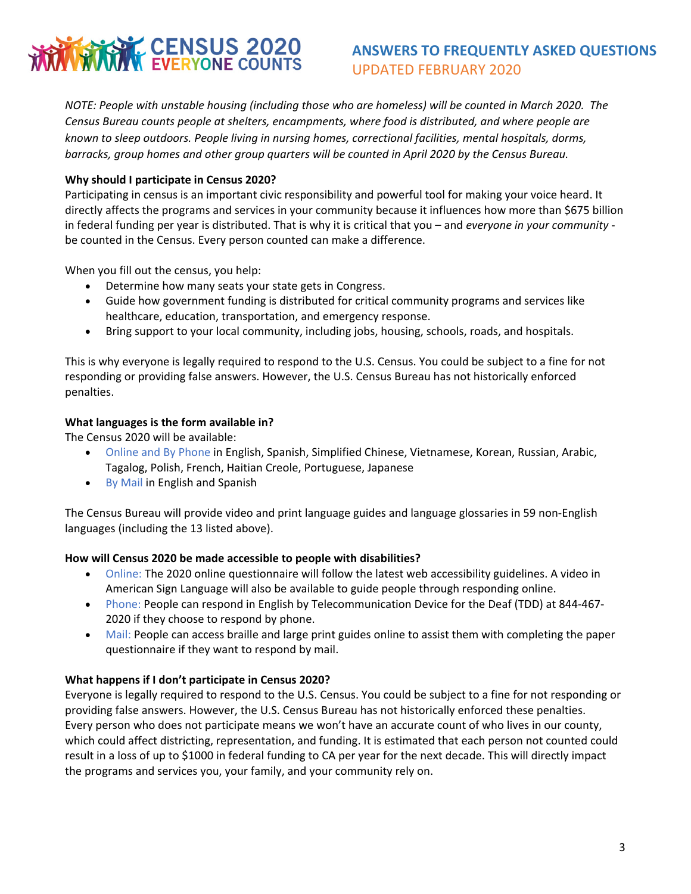*NOTE: People with unstable housing (including those who are homeless) will be counted in March 2020. The Census Bureau counts people at shelters, encampments, where food is distributed, and where people are known to sleep outdoors. People living in nursing homes, correctional facilities, mental hospitals, dorms, barracks, group homes and other group quarters will be counted in April 2020 by the Census Bureau.*

**Why should I participate in Census 2020?**

Participating in census is an important civic responsibility and powerful tool for making your voice heard. It directly affects the programs and services in your community because it influences how more than $675 billion in federal funding per year is distributed. That is why it is critical that you – and *everyone in your community* - be counted in the Census. Every person counted can make a difference.

When you fill out the census, you help:

- Determine how many seats your state gets in Congress.
- Guide how government funding is distributed for critical community programs and services like healthcare, education, transportation, and emergency response.
- Bring support to your local community, including jobs, housing, schools, roads, and hospitals.

This is why everyone is legally required to respond to the U.S. Census. You could be subject to a fine for not responding or providing false answers. However, the U.S. Census Bureau has not historically enforced penalties.

**What languages is the form available in?**

The Census 2020 will be available:

- Online and By Phone in English, Spanish, Simplified Chinese, Vietnamese, Korean, Russian, Arabic, Tagalog, Polish, French, Haitian Creole, Portuguese, Japanese
- By Mail in English and Spanish

The Census Bureau will provide video and print language guides and language glossaries in 59 non-English languages (including the 13 listed above).

**How will Census 2020 be made accessible to people with disabilities?**

- Online: The 2020 online questionnaire will follow the latest web accessibility guidelines. A video in American Sign Language will also be available to guide people through responding online.
- Phone: People can respond in English by Telecommunication Device for the Deaf (TDD) at 844-467-2020 if they choose to respond by phone.
- Mail: People can access braille and large print guides online to assist them with completing the paper questionnaire if they want to respond by mail.

**What happens if I don't participate in Census 2020?**

Everyone is legally required to respond to the U.S. Census. You could be subject to a fine for not responding or providing false answers. However, the U.S. Census Bureau has not historically enforced these penalties. Every person who does not participate means we won't have an accurate count of who lives in our county, which could affect districting, representation, and funding. It is estimated that each person not counted could result in a loss of up to $1000 in federal funding to CA per year for the next decade. This will directly impact the programs and services you, your family, and your community rely on.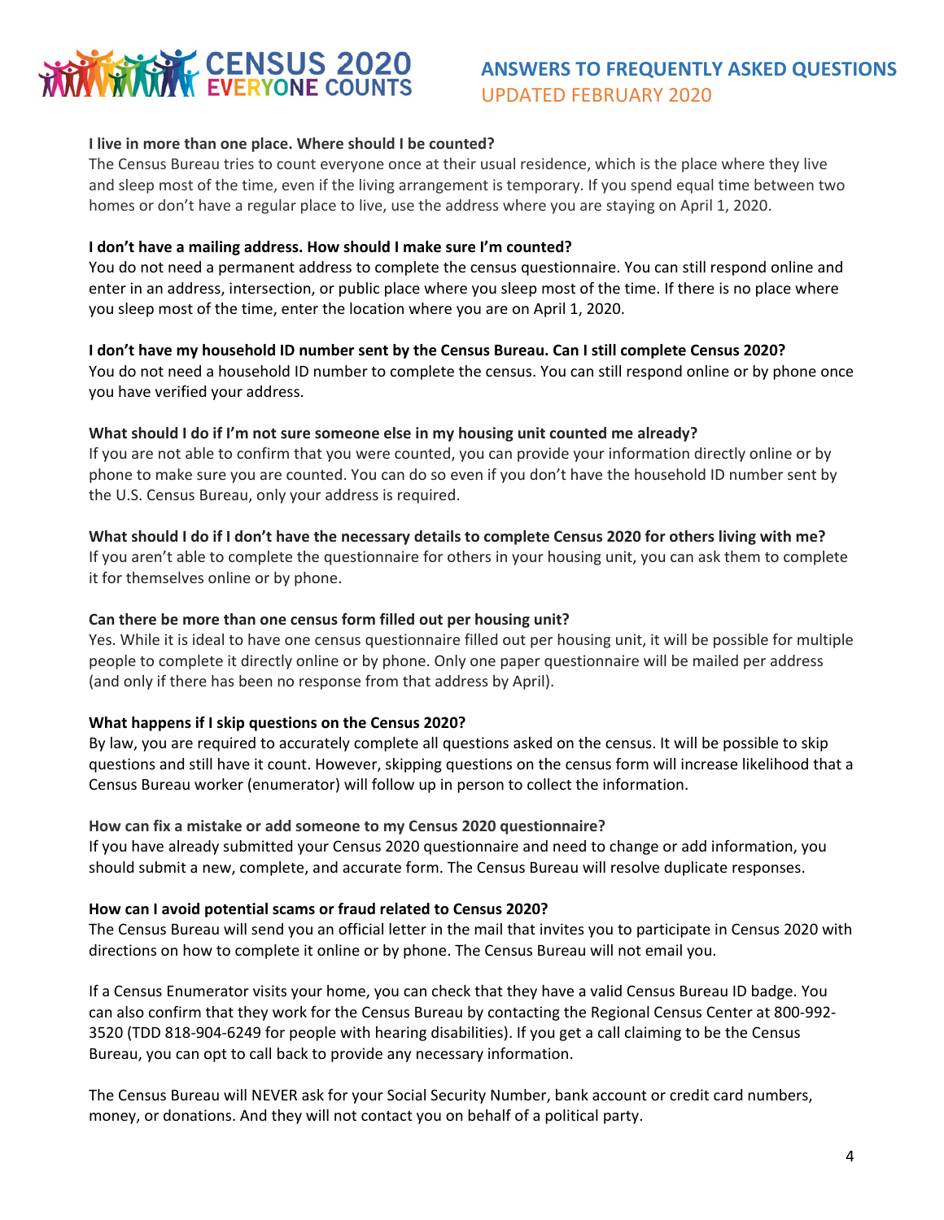**I live in more than one place. Where should I be counted?**
The Census Bureau tries to count everyone once at their usual residence, which is the place where they live and sleep most of the time, even if the living arrangement is temporary. If you spend equal time between two homes or don't have a regular place to live, use the address where you are staying on April 1, 2020.

**I don't have a mailing address. How should I make sure I'm counted?**
You do not need a permanent address to complete the census questionnaire. You can still respond online and enter in an address, intersection, or public place where you sleep most of the time. If there is no place where you sleep most of the time, enter the location where you are on April 1, 2020.

**I don't have my household ID number sent by the Census Bureau. Can I still complete Census 2020?**
You do not need a household ID number to complete the census. You can still respond online or by phone once you have verified your address.

**What should I do if I'm not sure someone else in my housing unit counted me already?**
If you are not able to confirm that you were counted, you can provide your information directly online or by phone to make sure you are counted. You can do so even if you don't have the household ID number sent by the U.S. Census Bureau, only your address is required.

**What should I do if I don't have the necessary details to complete Census 2020 for others living with me?**
If you aren't able to complete the questionnaire for others in your housing unit, you can ask them to complete it for themselves online or by phone.

**Can there be more than one census form filled out per housing unit?**
Yes. While it is ideal to have one census questionnaire filled out per housing unit, it will be possible for multiple people to complete it directly online or by phone. Only one paper questionnaire will be mailed per address (and only if there has been no response from that address by April).

**What happens if I skip questions on the Census 2020?**
By law, you are required to accurately complete all questions asked on the census. It will be possible to skip questions and still have it count. However, skipping questions on the census form will increase likelihood that a Census Bureau worker (enumerator) will follow up in person to collect the information.

**How can fix a mistake or add someone to my Census 2020 questionnaire?**
If you have already submitted your Census 2020 questionnaire and need to change or add information, you should submit a new, complete, and accurate form. The Census Bureau will resolve duplicate responses.

**How can I avoid potential scams or fraud related to Census 2020?**
The Census Bureau will send you an official letter in the mail that invites you to participate in Census 2020 with directions on how to complete it online or by phone. The Census Bureau will not email you.

If a Census Enumerator visits your home, you can check that they have a valid Census Bureau ID badge. You can also confirm that they work for the Census Bureau by contacting the Regional Census Center at 800-992-3520 (TDD 818-904-6249 for people with hearing disabilities). If you get a call claiming to be the Census Bureau, you can opt to call back to provide any necessary information.

The Census Bureau will NEVER ask for your Social Security Number, bank account or credit card numbers, money, or donations. And they will not contact you on behalf of a political party.